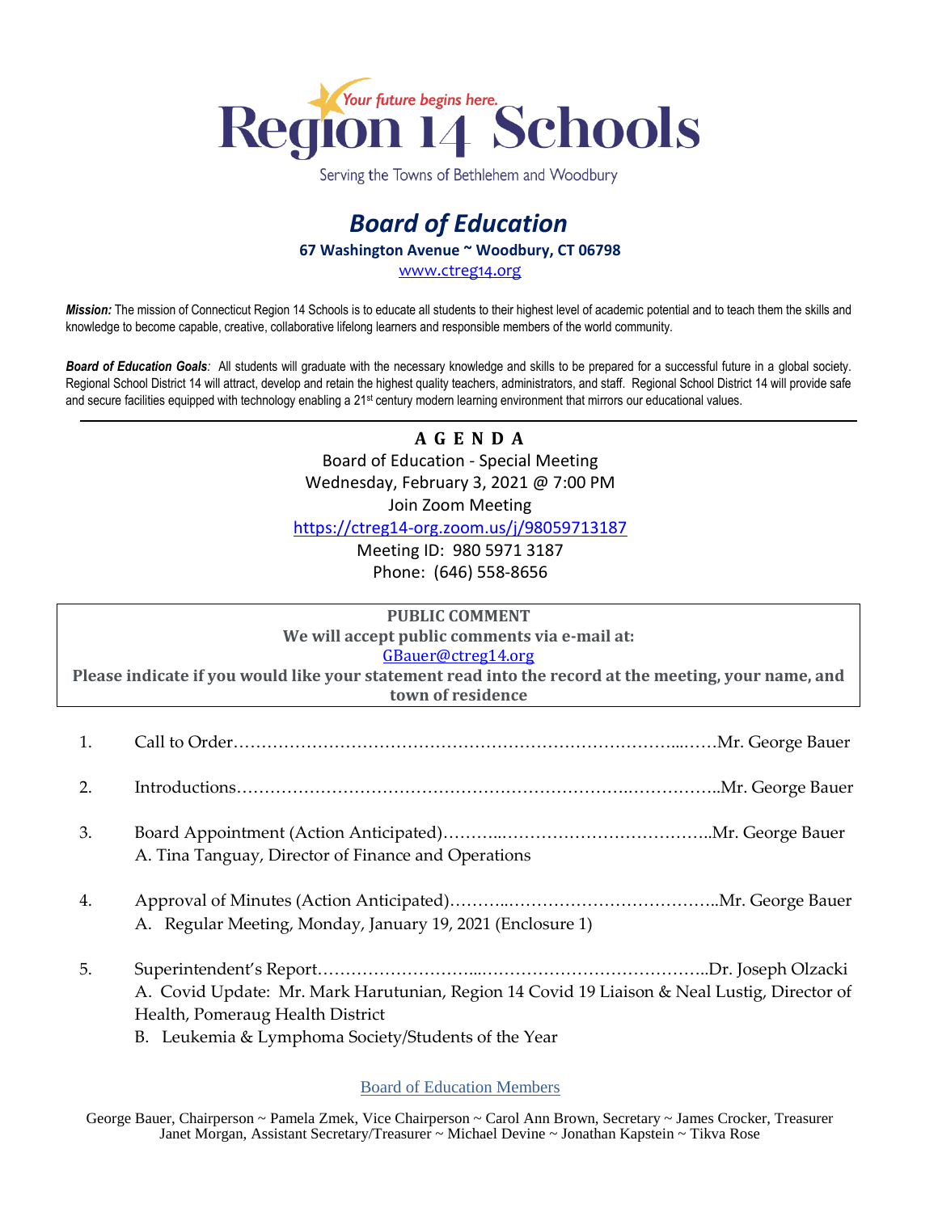Your future begins here.

# Region 14 Schools

Serving the Towns of Bethlehem and Woodbury

## *Board of Education*

**67 Washington Avenue ~ Woodbury, CT 06798**

www.ctreg14.org

***Mission:*** The mission of Connecticut Region 14 Schools is to educate all students to their highest level of academic potential and to teach them the skills and knowledge to become capable, creative, collaborative lifelong learners and responsible members of the world community.

***Board of Education Goals**:* All students will graduate with the necessary knowledge and skills to be prepared for a successful future in a global society. Regional School District 14 will attract, develop and retain the highest quality teachers, administrators, and staff. Regional School District 14 will provide safe and secure facilities equipped with technology enabling a 21st century modern learning environment that mirrors our educational values.

---

**A G E N D A**

Board of Education - Special Meeting
Wednesday, February 3, 2021 @ 7:00 PM
Join Zoom Meeting
https://ctreg14-org.zoom.us/j/98059713187
Meeting ID: 980 5971 3187
Phone: (646) 558-8656

**PUBLIC COMMENT**
**We will accept public comments via e-mail at:**
GBauer@ctreg14.org
**Please indicate if you would like your statement read into the record at the meeting, your name, and town of residence**

1. Call to Order……………………………………………………………………...……Mr. George Bauer

2. Introductions…………………………………………………………….……………..Mr. George Bauer

3. Board Appointment (Action Anticipated)………..…………………………………..Mr. George Bauer
   A. Tina Tanguay, Director of Finance and Operations

4. Approval of Minutes (Action Anticipated)………..………………………………..Mr. George Bauer
   A. Regular Meeting, Monday, January 19, 2021 (Enclosure 1)

5. Superintendent's Report………………………...…………………………………..Dr. Joseph Olzacki
   A. Covid Update: Mr. Mark Harutunian, Region 14 Covid 19 Liaison & Neal Lustig, Director of Health, Pomeraug Health District
   B. Leukemia & Lymphoma Society/Students of the Year

Board of Education Members

George Bauer, Chairperson ~ Pamela Zmek, Vice Chairperson ~ Carol Ann Brown, Secretary ~ James Crocker, Treasurer
Janet Morgan, Assistant Secretary/Treasurer ~ Michael Devine ~ Jonathan Kapstein ~ Tikva Rose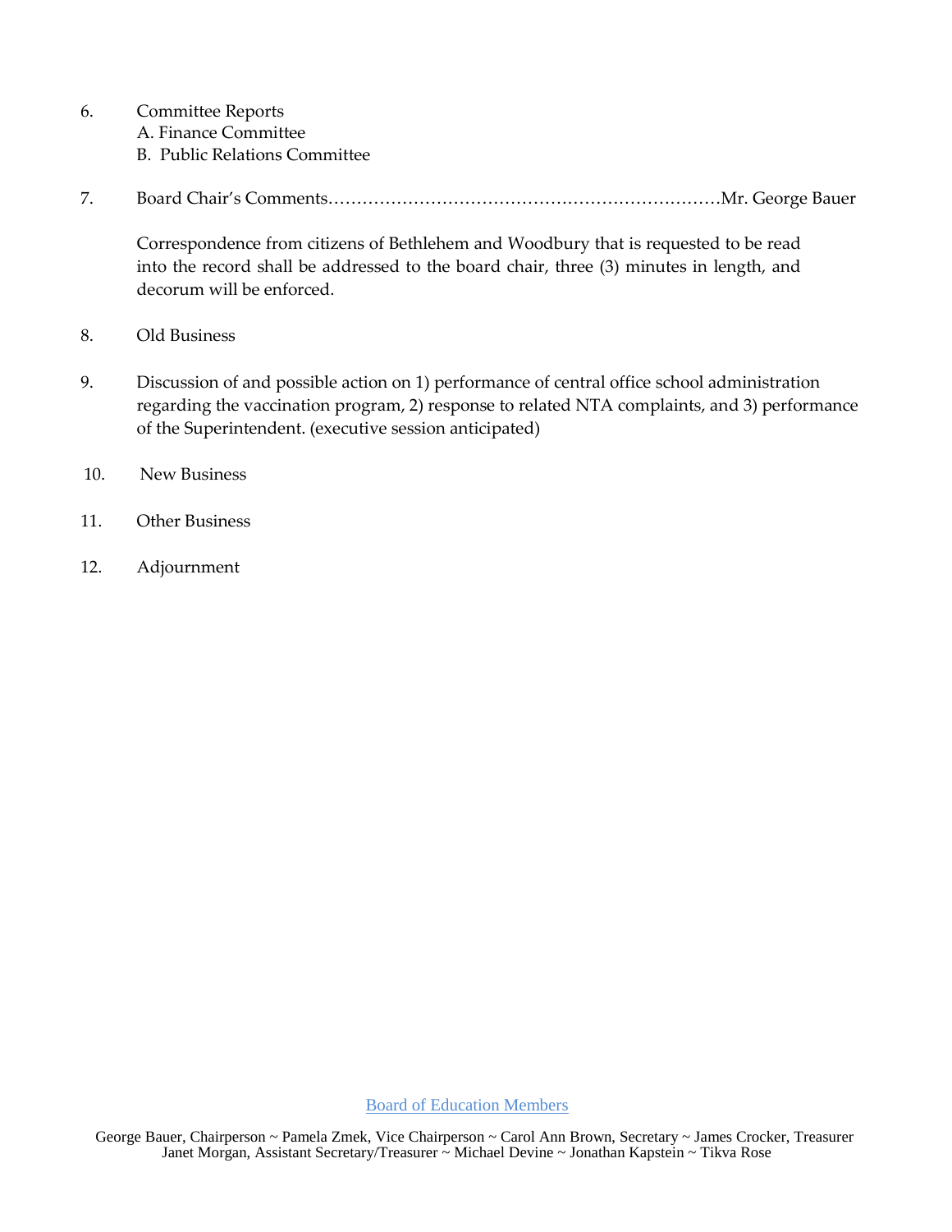6. Committee Reports
   A. Finance Committee
   B. Public Relations Committee

7. Board Chair's Comments……………………………………………………………Mr. George Bauer

   Correspondence from citizens of Bethlehem and Woodbury that is requested to be read into the record shall be addressed to the board chair, three (3) minutes in length, and decorum will be enforced.

8. Old Business

9. Discussion of and possible action on 1) performance of central office school administration regarding the vaccination program, 2) response to related NTA complaints, and 3) performance of the Superintendent. (executive session anticipated)

10. New Business

11. Other Business

12. Adjournment

Board of Education Members

George Bauer, Chairperson ~ Pamela Zmek, Vice Chairperson ~ Carol Ann Brown, Secretary ~ James Crocker, Treasurer
Janet Morgan, Assistant Secretary/Treasurer ~ Michael Devine ~ Jonathan Kapstein ~ Tikva Rose